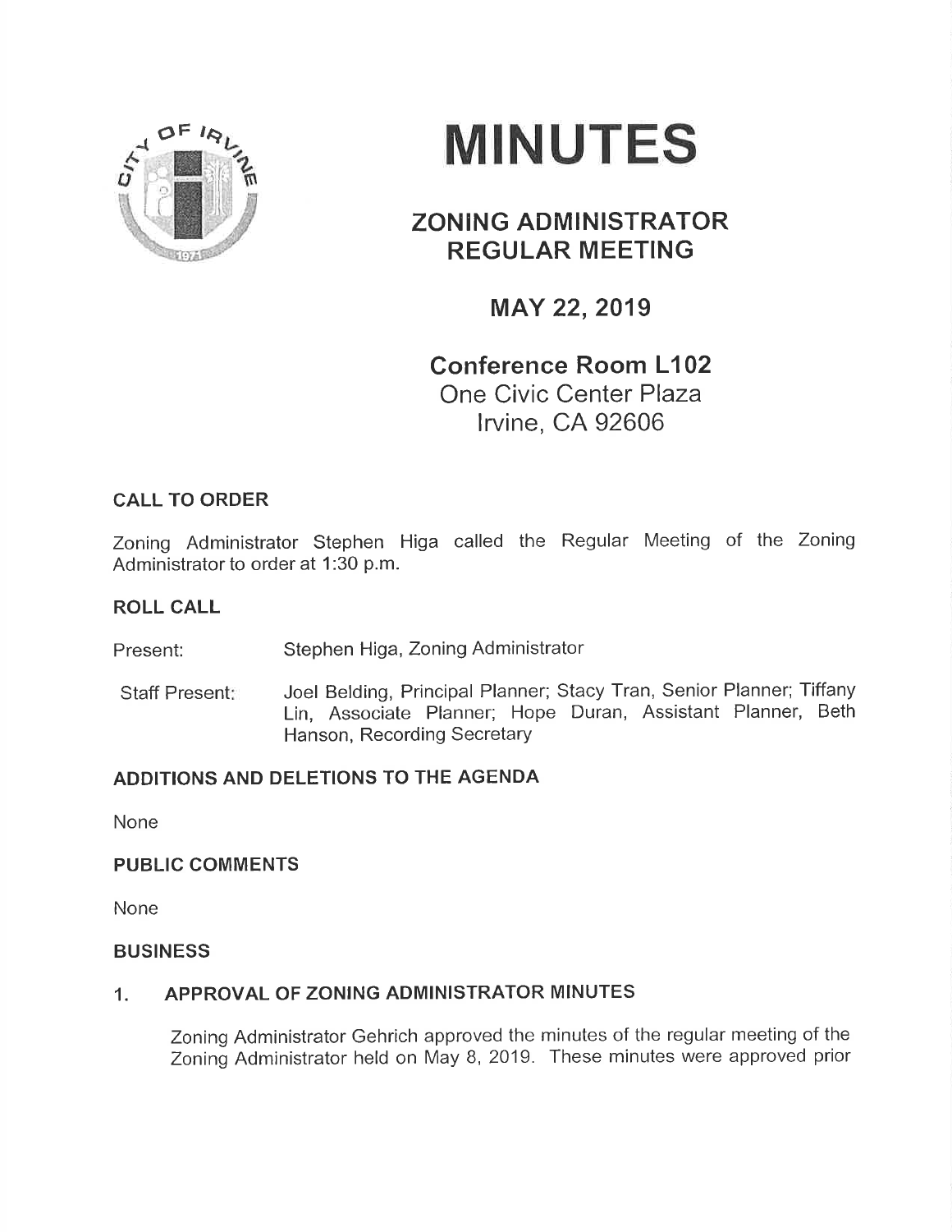# MINUTES

## ZONING ADMINISTRATOR REGULAR MEETING

## MAY 22, 2019

## Conference Room L102

One Civic Center Plaza
Irvine, CA 92606

### CALL TO ORDER

Zoning Administrator Stephen Higa called the Regular Meeting of the Zoning Administrator to order at 1:30 p.m.

### ROLL CALL

Present: Stephen Higa, Zoning Administrator

Staff Present: Joel Belding, Principal Planner; Stacy Tran, Senior Planner; Tiffany Lin, Associate Planner; Hope Duran, Assistant Planner, Beth Hanson, Recording Secretary

### ADDITIONS AND DELETIONS TO THE AGENDA

None

### PUBLIC COMMENTS

None

### BUSINESS

1. **APPROVAL OF ZONING ADMINISTRATOR MINUTES**

   Zoning Administrator Gehrich approved the minutes of the regular meeting of the Zoning Administrator held on May 8, 2019. These minutes were approved prior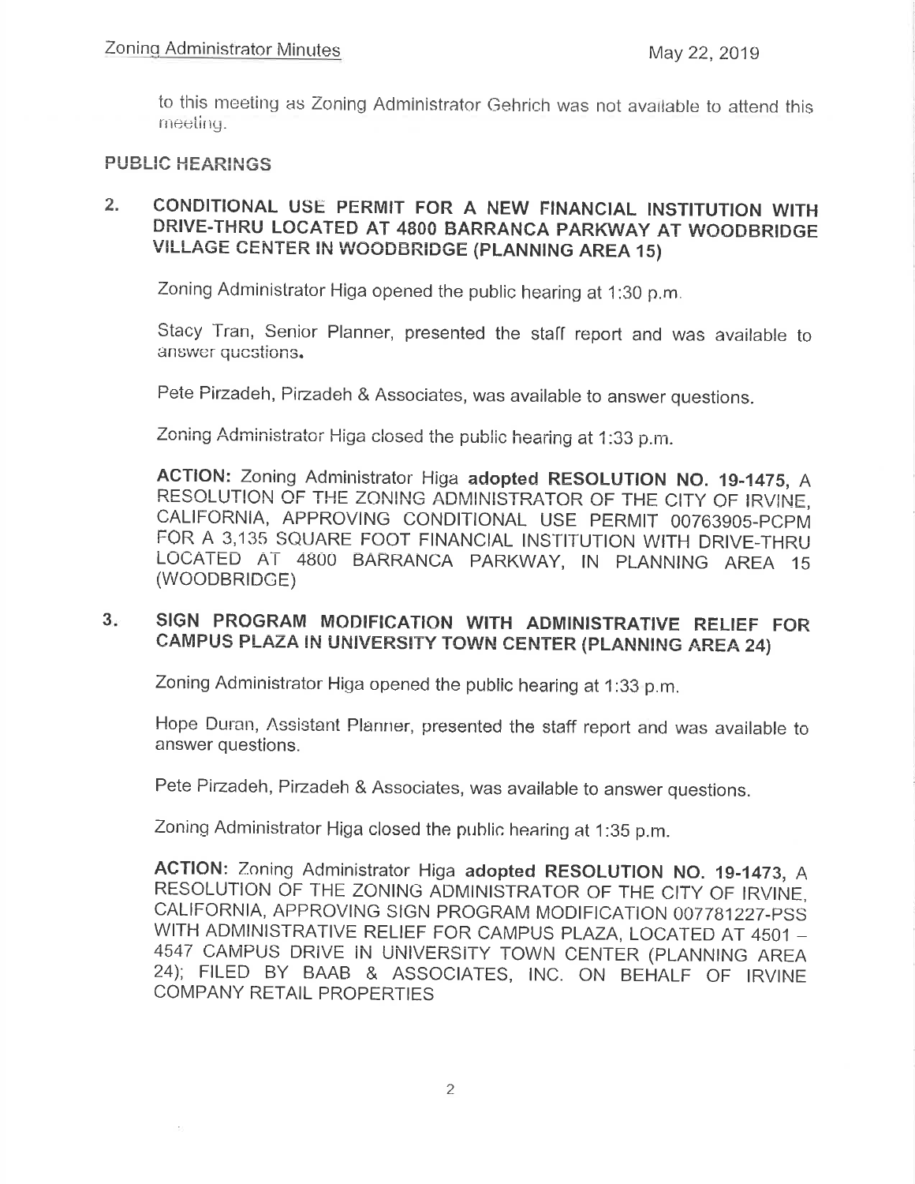to this meeting as Zoning Administrator Gehrich was not available to attend this meeting.

## PUBLIC HEARINGS

### 2. CONDITIONAL USE PERMIT FOR A NEW FINANCIAL INSTITUTION WITH DRIVE-THRU LOCATED AT 4800 BARRANCA PARKWAY AT WOODBRIDGE VILLAGE CENTER IN WOODBRIDGE (PLANNING AREA 15)

Zoning Administrator Higa opened the public hearing at 1:30 p.m.

Stacy Tran, Senior Planner, presented the staff report and was available to answer questions.

Pete Pirzadeh, Pirzadeh & Associates, was available to answer questions.

Zoning Administrator Higa closed the public hearing at 1:33 p.m.

**ACTION:** Zoning Administrator Higa **adopted RESOLUTION NO. 19-1475**, A RESOLUTION OF THE ZONING ADMINISTRATOR OF THE CITY OF IRVINE, CALIFORNIA, APPROVING CONDITIONAL USE PERMIT 00763905-PCPM FOR A 3,135 SQUARE FOOT FINANCIAL INSTITUTION WITH DRIVE-THRU LOCATED AT 4800 BARRANCA PARKWAY, IN PLANNING AREA 15 (WOODBRIDGE)

### 3. SIGN PROGRAM MODIFICATION WITH ADMINISTRATIVE RELIEF FOR CAMPUS PLAZA IN UNIVERSITY TOWN CENTER (PLANNING AREA 24)

Zoning Administrator Higa opened the public hearing at 1:33 p.m.

Hope Duran, Assistant Planner, presented the staff report and was available to answer questions.

Pete Pirzadeh, Pirzadeh & Associates, was available to answer questions.

Zoning Administrator Higa closed the public hearing at 1:35 p.m.

**ACTION:** Zoning Administrator Higa **adopted RESOLUTION NO. 19-1473**, A RESOLUTION OF THE ZONING ADMINISTRATOR OF THE CITY OF IRVINE, CALIFORNIA, APPROVING SIGN PROGRAM MODIFICATION 007781227-PSS WITH ADMINISTRATIVE RELIEF FOR CAMPUS PLAZA, LOCATED AT 4501 – 4547 CAMPUS DRIVE IN UNIVERSITY TOWN CENTER (PLANNING AREA 24); FILED BY BAAB & ASSOCIATES, INC. ON BEHALF OF IRVINE COMPANY RETAIL PROPERTIES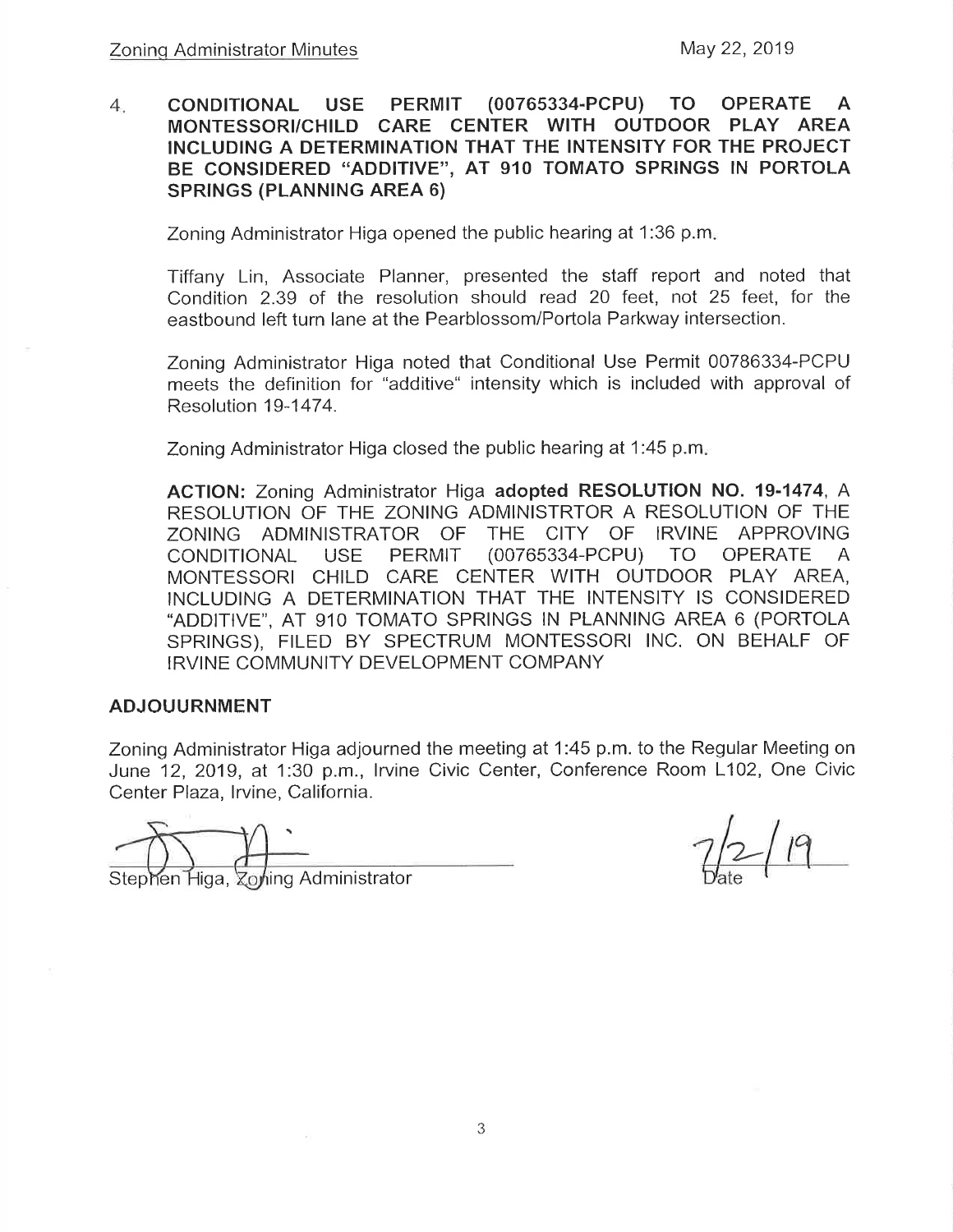4. **CONDITIONAL USE PERMIT (00765334-PCPU) TO OPERATE A MONTESSORI/CHILD CARE CENTER WITH OUTDOOR PLAY AREA INCLUDING A DETERMINATION THAT THE INTENSITY FOR THE PROJECT BE CONSIDERED "ADDITIVE", AT 910 TOMATO SPRINGS IN PORTOLA SPRINGS (PLANNING AREA 6)**

   Zoning Administrator Higa opened the public hearing at 1:36 p.m.

   Tiffany Lin, Associate Planner, presented the staff report and noted that Condition 2.39 of the resolution should read 20 feet, not 25 feet, for the eastbound left turn lane at the Pearblossom/Portola Parkway intersection.

   Zoning Administrator Higa noted that Conditional Use Permit 00786334-PCPU meets the definition for "additive" intensity which is included with approval of Resolution 19-1474.

   Zoning Administrator Higa closed the public hearing at 1:45 p.m.

   **ACTION:** Zoning Administrator Higa **adopted RESOLUTION NO. 19-1474**, A RESOLUTION OF THE ZONING ADMINISTRTOR A RESOLUTION OF THE ZONING ADMINISTRATOR OF THE CITY OF IRVINE APPROVING CONDITIONAL USE PERMIT (00765334-PCPU) TO OPERATE A MONTESSORI CHILD CARE CENTER WITH OUTDOOR PLAY AREA, INCLUDING A DETERMINATION THAT THE INTENSITY IS CONSIDERED "ADDITIVE", AT 910 TOMATO SPRINGS IN PLANNING AREA 6 (PORTOLA SPRINGS), FILED BY SPECTRUM MONTESSORI INC. ON BEHALF OF IRVINE COMMUNITY DEVELOPMENT COMPANY

**ADJOUURNMENT**

Zoning Administrator Higa adjourned the meeting at 1:45 p.m. to the Regular Meeting on June 12, 2019, at 1:30 p.m., Irvine Civic Center, Conference Room L102, One Civic Center Plaza, Irvine, California.

Stephen Higa, Zoning Administrator

7/2/19
Date